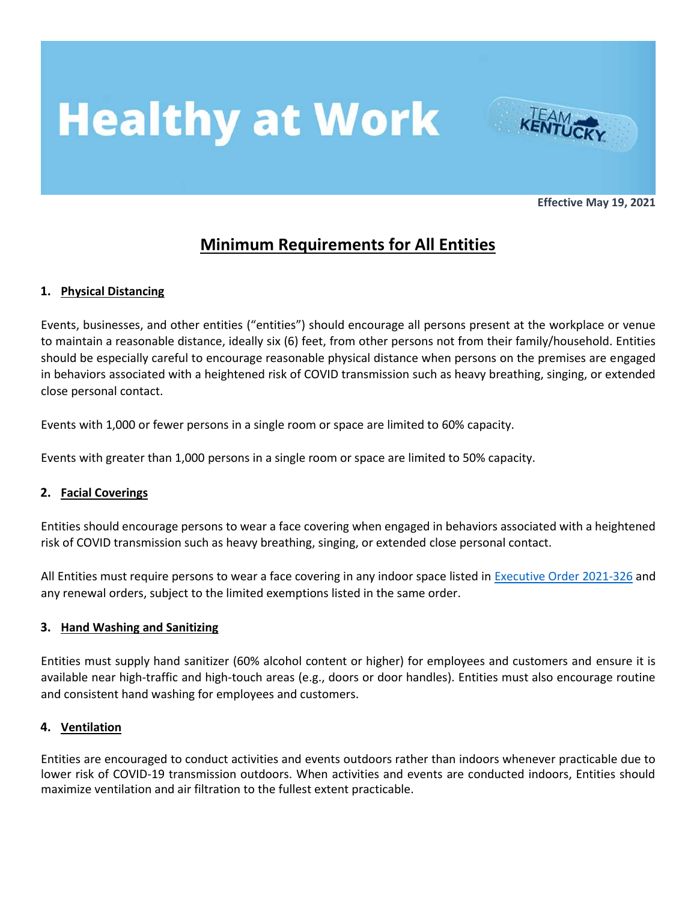# Healthy at Work

**Effective May 19, 2021**

## Minimum Requirements for All Entities

### 1. Physical Distancing

Events, businesses, and other entities ("entities") should encourage all persons present at the workplace or venue to maintain a reasonable distance, ideally six (6) feet, from other persons not from their family/household. Entities should be especially careful to encourage reasonable physical distance when persons on the premises are engaged in behaviors associated with a heightened risk of COVID transmission such as heavy breathing, singing, or extended close personal contact.

Events with 1,000 or fewer persons in a single room or space are limited to 60% capacity.

Events with greater than 1,000 persons in a single room or space are limited to 50% capacity.

### 2. Facial Coverings

Entities should encourage persons to wear a face covering when engaged in behaviors associated with a heightened risk of COVID transmission such as heavy breathing, singing, or extended close personal contact.

All Entities must require persons to wear a face covering in any indoor space listed in Executive Order 2021-326 and any renewal orders, subject to the limited exemptions listed in the same order.

### 3. Hand Washing and Sanitizing

Entities must supply hand sanitizer (60% alcohol content or higher) for employees and customers and ensure it is available near high-traffic and high-touch areas (e.g., doors or door handles). Entities must also encourage routine and consistent hand washing for employees and customers.

### 4. Ventilation

Entities are encouraged to conduct activities and events outdoors rather than indoors whenever practicable due to lower risk of COVID-19 transmission outdoors. When activities and events are conducted indoors, Entities should maximize ventilation and air filtration to the fullest extent practicable.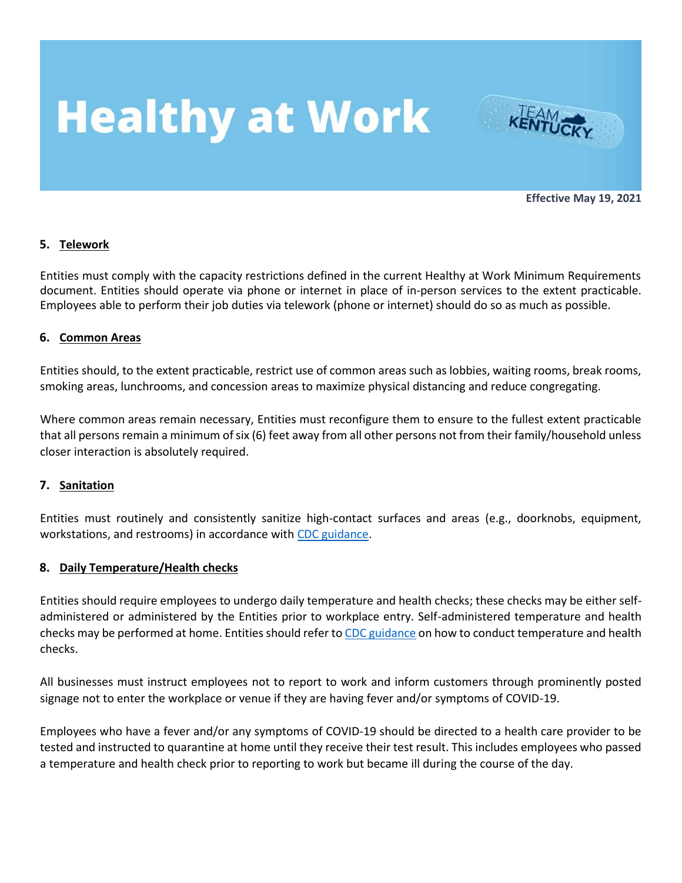## 5. Telework

Entities must comply with the capacity restrictions defined in the current Healthy at Work Minimum Requirements document. Entities should operate via phone or internet in place of in-person services to the extent practicable. Employees able to perform their job duties via telework (phone or internet) should do so as much as possible.

## 6. Common Areas

Entities should, to the extent practicable, restrict use of common areas such as lobbies, waiting rooms, break rooms, smoking areas, lunchrooms, and concession areas to maximize physical distancing and reduce congregating.

Where common areas remain necessary, Entities must reconfigure them to ensure to the fullest extent practicable that all persons remain a minimum of six (6) feet away from all other persons not from their family/household unless closer interaction is absolutely required.

## 7. Sanitation

Entities must routinely and consistently sanitize high-contact surfaces and areas (e.g., doorknobs, equipment, workstations, and restrooms) in accordance with CDC guidance.

## 8. Daily Temperature/Health checks

Entities should require employees to undergo daily temperature and health checks; these checks may be either self-administered or administered by the Entities prior to workplace entry. Self-administered temperature and health checks may be performed at home. Entities should refer to CDC guidance on how to conduct temperature and health checks.

All businesses must instruct employees not to report to work and inform customers through prominently posted signage not to enter the workplace or venue if they are having fever and/or symptoms of COVID-19.

Employees who have a fever and/or any symptoms of COVID-19 should be directed to a health care provider to be tested and instructed to quarantine at home until they receive their test result. This includes employees who passed a temperature and health check prior to reporting to work but became ill during the course of the day.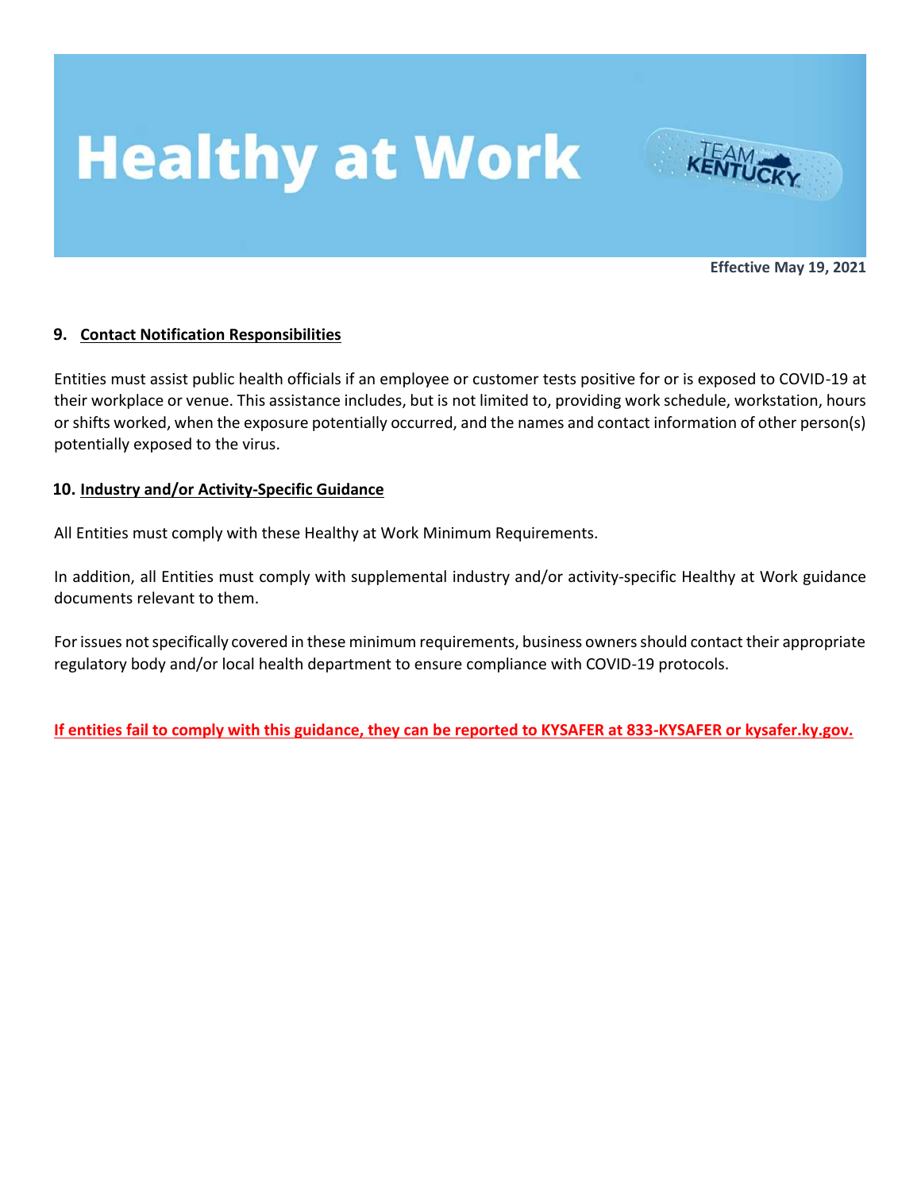Effective May 19, 2021

**9. Contact Notification Responsibilities**

Entities must assist public health officials if an employee or customer tests positive for or is exposed to COVID-19 at their workplace or venue. This assistance includes, but is not limited to, providing work schedule, workstation, hours or shifts worked, when the exposure potentially occurred, and the names and contact information of other person(s) potentially exposed to the virus.

**10. Industry and/or Activity-Specific Guidance**

All Entities must comply with these Healthy at Work Minimum Requirements.

In addition, all Entities must comply with supplemental industry and/or activity-specific Healthy at Work guidance documents relevant to them.

For issues not specifically covered in these minimum requirements, business owners should contact their appropriate regulatory body and/or local health department to ensure compliance with COVID-19 protocols.

**If entities fail to comply with this guidance, they can be reported to KYSAFER at 833-KYSAFER or kysafer.ky.gov.**